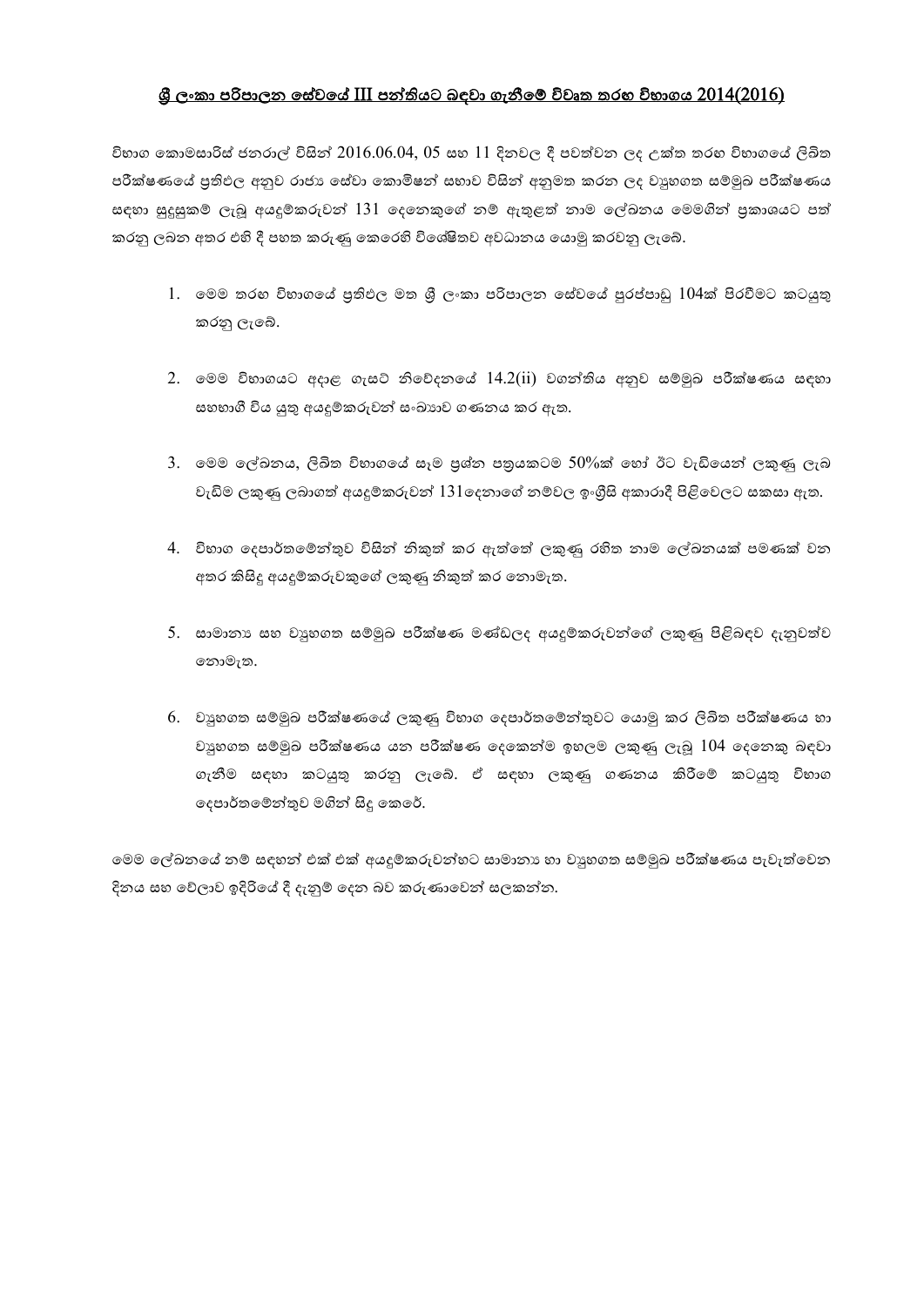# <u>ශ්‍රී ලංකා පරිපාලන සේවයේ III පන්තියට බඳවා ගැනීමේ විවෘත තරඟ විභාගය 2014(2016)</u>

විභාග කොමසාරිස් ජනරාල් විසින් 2016.06.04, 05 සහ 11 දිනවල දී පවත්වන ලද උක්ත තරඟ විභාගයේ ලිඛිත පරීක්ෂණයේ ප්‍රතිඵල අනුව රාජ්‍ය සේවා කොමිෂන් සභාව විසින් අනුමත කරන ලද ව්‍යුහගත සම්මුඛ පරීක්ෂණය සඳහා සුදුසුකම් ලැබූ අයදුම්කරුවන් 131 දෙනෙකුගේ නම් ඇතුළත් නාම ලේඛනය මෙමගින් ප්‍රකාශයට පත් කරනු ලබන අතර එහි දී පහත කරුණු කෙරෙහි විශේෂිතව අවධානය යොමු කරවනු ලැබේ.

1. මෙම තරඟ විභාගයේ ප්‍රතිඵල මත ශ්‍රී ලංකා පරිපාලන සේවයේ පුරප්පාඩු 104ක් පිරවීමට කටයුතු කරනු ලැබේ.

2. මෙම විභාගයට අදාළ ගැසට් නිවේදනයේ 14.2(ii) වගන්තිය අනුව සම්මුඛ පරීක්ෂණය සඳහා සහභාගී විය යුතු අයදුම්කරුවන් සංඛ්‍යාව ගණනය කර ඇත.

3. මෙම ලේඛනය, ලිඛිත විභාගයේ සෑම ප්‍රශ්න පත්‍රයකටම 50%ක් හෝ ඊට වැඩියෙන් ලකුණු ලැබ වැඩිම ලකුණු ලබාගත් අයදුම්කරුවන් 131දෙනාගේ නම්වල ඉංග්‍රීසි අකාරාදී පිළිවෙලට සකසා ඇත.

4. විභාග දෙපාර්තමේන්තුව විසින් නිකුත් කර ඇත්තේ ලකුණු රහිත නාම ලේඛනයක් පමණක් වන අතර කිසිදු අයදුම්කරුවකුගේ ලකුණු නිකුත් කර නොමැත.

5. සාමාන්‍ය සහ ව්‍යුහගත සම්මුඛ පරීක්ෂණ මණ්ඩලද අයදුම්කරුවන්ගේ ලකුණු පිළිබඳව දැනුවත්ව නොමැත.

6. ව්‍යුහගත සම්මුඛ පරීක්ෂණයේ ලකුණු විභාග දෙපාර්තමේන්තුවට යොමු කර ලිඛිත පරීක්ෂණය හා ව්‍යුහගත සම්මුඛ පරීක්ෂණය යන පරීක්ෂණ දෙකෙන්ම ඉහලම ලකුණු ලැබූ 104 දෙනෙකු බඳවා ගැනීම සඳහා කටයුතු කරනු ලැබේ. ඒ සඳහා ලකුණු ගණනය කිරීමේ කටයුතු විභාග දෙපාර්තමේන්තුව මගින් සිදු කෙරේ.

මෙම ලේඛනයේ නම් සඳහන් එක් එක් අයදුම්කරුවන්හට සාමාන්‍ය හා ව්‍යුහගත සම්මුඛ පරීක්ෂණය පැවැත්වෙන දිනය සහ වේලාව ඉදිරියේ දී දැනුම් දෙන බව කරුණාවෙන් සලකන්න.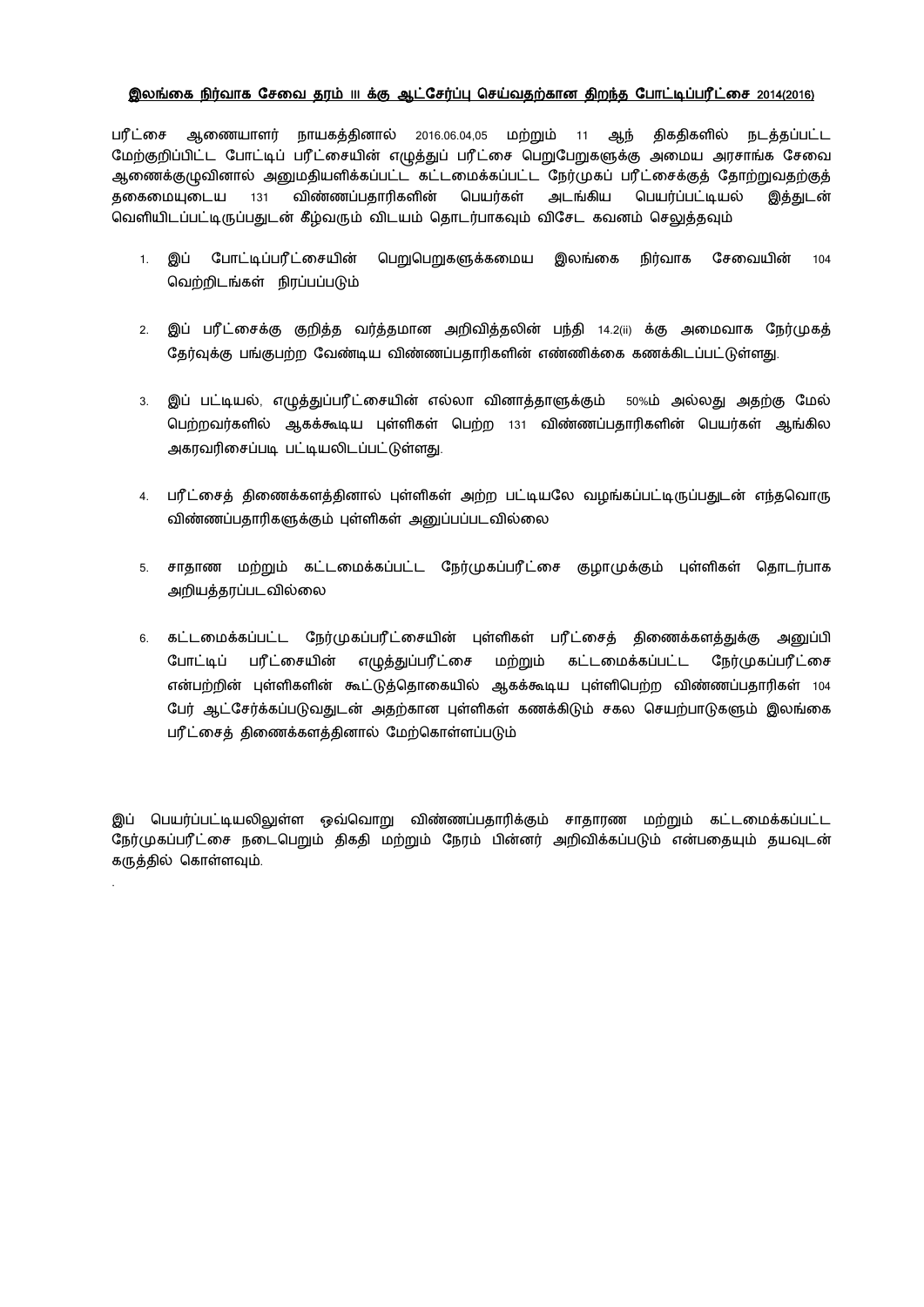**இலங்கை நிர்வாக சேவை தரம் III க்கு ஆட்சேர்ப்பு செய்வதற்கான திறந்த போட்டிப்பரீட்சை 2014(2016)**

பரீட்சை ஆணையாளர் நாயகத்தினால் 2016.06.04,05 மற்றும் 11 ஆந் திகதிகளில் நடத்தப்பட்ட மேற்குறிப்பிட்ட போட்டிப் பரீட்சையின் எழுத்துப் பரீட்சை பெறுபேறுகளுக்கு அமைய அரசாங்க சேவை ஆணைக்குழுவினால் அனுமதியளிக்கப்பட்ட கட்டமைக்கப்பட்ட நேர்முகப் பரீட்சைக்குத் தோற்றுவதற்குத் தகைமையுடைய 131 விண்ணப்பதாரிகளின் பெயர்கள் அடங்கிய பெயர்ப்பட்டியல் இத்துடன் வெளியிடப்பட்டிருப்பதுடன் கீழ்வரும் விடயம் தொடர்பாகவும் விசேட கவனம் செலுத்தவும்

1. இப் போட்டிப்பரீட்சையின் பெறுபெறுகளுக்கமைய இலங்கை நிர்வாக சேவையின் 104 வெற்றிடங்கள் நிரப்பப்படும்

2. இப் பரீட்சைக்கு குறித்த வர்த்தமான அறிவித்தலின் பந்தி 14.2(ii) க்கு அமைவாக நேர்முகத் தேர்வுக்கு பங்குபற்ற வேண்டிய விண்ணப்பதாரிகளின் எண்ணிக்கை கணக்கிடப்பட்டுள்ளது.

3. இப் பட்டியல், எழுத்துப்பரீட்சையின் எல்லா வினாத்தாளுக்கும் 50%ம் அல்லது அதற்கு மேல் பெற்றவர்களில் ஆகக்கூடிய புள்ளிகள் பெற்ற 131 விண்ணப்பதாரிகளின் பெயர்கள் ஆங்கில அகரவரிசைப்படி பட்டியலிடப்பட்டுள்ளது.

4. பரீட்சைத் திணைக்களத்தினால் புள்ளிகள் அற்ற பட்டியலே வழங்கப்பட்டிருப்பதுடன் எந்தவொரு விண்ணப்பதாரிகளுக்கும் புள்ளிகள் அனுப்பப்படவில்லை

5. சாதாண மற்றும் கட்டமைக்கப்பட்ட நேர்முகப்பரீட்சை குழாமுக்கும் புள்ளிகள் தொடர்பாக அறியத்தரப்படவில்லை

6. கட்டமைக்கப்பட்ட நேர்முகப்பரீட்சையின் புள்ளிகள் பரீட்சைத் திணைக்களத்துக்கு அனுப்பி போட்டிப் பரீட்சையின் எழுத்துப்பரீட்சை மற்றும் கட்டமைக்கப்பட்ட நேர்முகப்பரீட்சை என்பற்றின் புள்ளிகளின் கூட்டுத்தொகையில் ஆகக்கூடிய புள்ளிபெற்ற விண்ணப்பதாரிகள் 104 பேர் ஆட்சேர்க்கப்படுவதுடன் அதற்கான புள்ளிகள் கணக்கிடும் சகல செயற்பாடுகளும் இலங்கை பரீட்சைத் திணைக்களத்தினால் மேற்கொள்ளப்படும்

இப் பெயர்ப்பட்டியலிலுள்ள ஒவ்வொறு விண்ணப்பதாரிக்கும் சாதாரண மற்றும் கட்டமைக்கப்பட்ட நேர்முகப்பரீட்சை நடைபெறும் திகதி மற்றும் நேரம் பின்னர் அறிவிக்கப்படும் என்பதையும் தயவுடன் கருத்தில் கொள்ளவும்.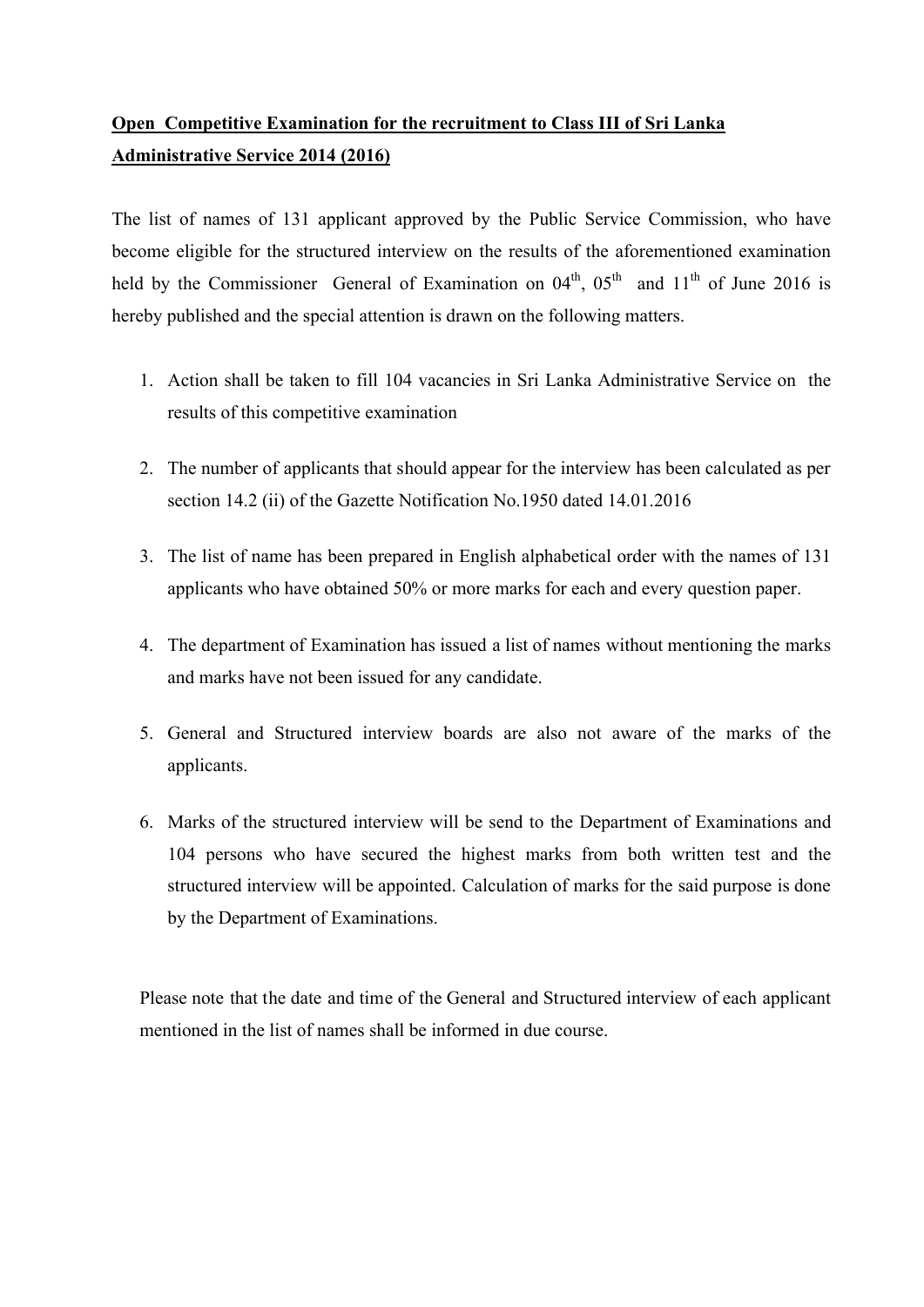**<u>Open Competitive Examination for the recruitment to Class III of Sri Lanka Administrative Service 2014 (2016)</u>**

The list of names of 131 applicant approved by the Public Service Commission, who have become eligible for the structured interview on the results of the aforementioned examination held by the Commissioner General of Examination on 04th, 05th and 11th of June 2016 is hereby published and the special attention is drawn on the following matters.

1. Action shall be taken to fill 104 vacancies in Sri Lanka Administrative Service on the results of this competitive examination

2. The number of applicants that should appear for the interview has been calculated as per section 14.2 (ii) of the Gazette Notification No.1950 dated 14.01.2016

3. The list of name has been prepared in English alphabetical order with the names of 131 applicants who have obtained 50% or more marks for each and every question paper.

4. The department of Examination has issued a list of names without mentioning the marks and marks have not been issued for any candidate.

5. General and Structured interview boards are also not aware of the marks of the applicants.

6. Marks of the structured interview will be send to the Department of Examinations and 104 persons who have secured the highest marks from both written test and the structured interview will be appointed. Calculation of marks for the said purpose is done by the Department of Examinations.

Please note that the date and time of the General and Structured interview of each applicant mentioned in the list of names shall be informed in due course.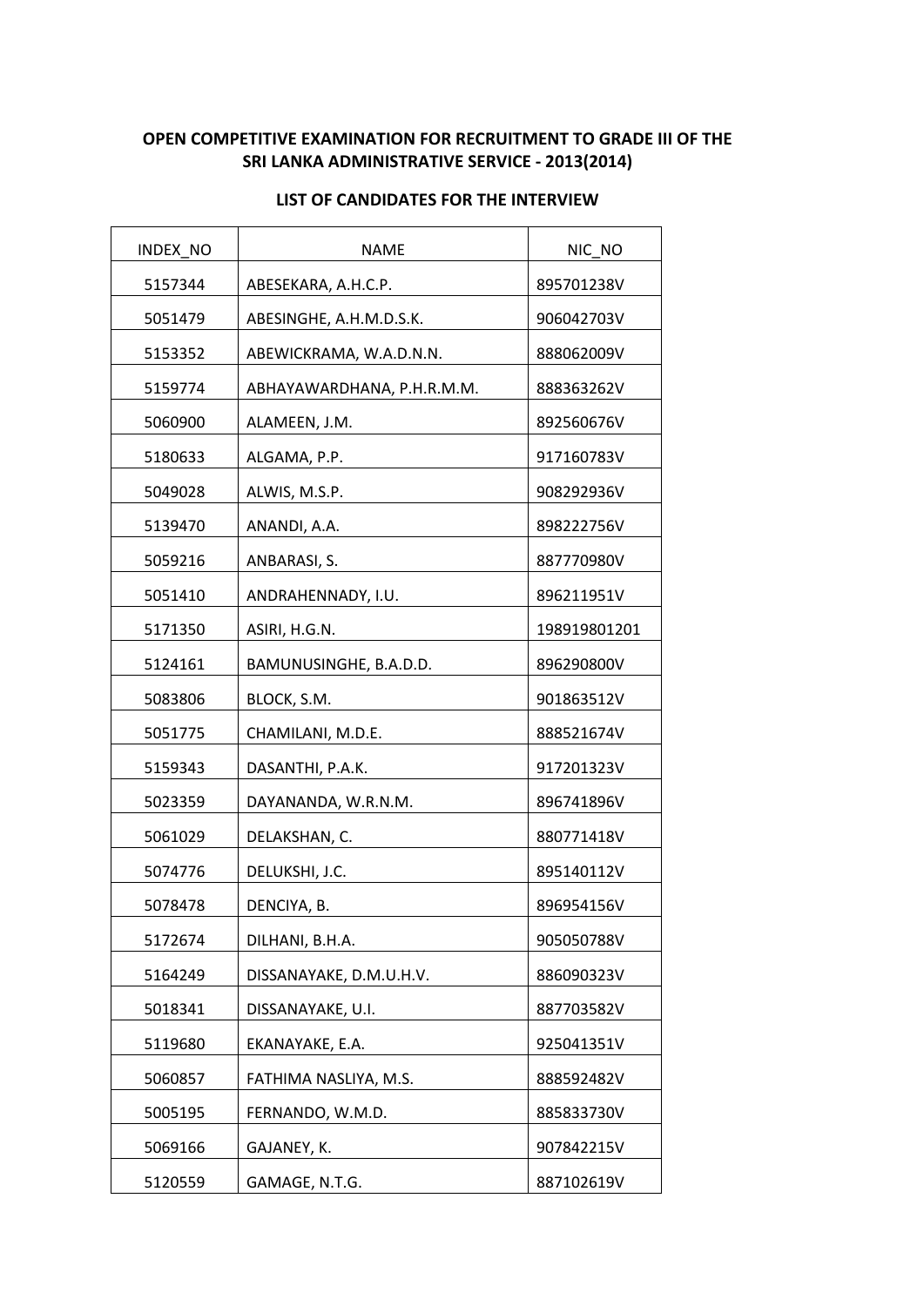**OPEN COMPETITIVE EXAMINATION FOR RECRUITMENT TO GRADE III OF THE SRI LANKA ADMINISTRATIVE SERVICE - 2013(2014)**

**LIST OF CANDIDATES FOR THE INTERVIEW**

| INDEX_NO | NAME | NIC_NO |
|---|---|---|
| 5157344 | ABESEKARA, A.H.C.P. | 895701238V |
| 5051479 | ABESINGHE, A.H.M.D.S.K. | 906042703V |
| 5153352 | ABEWICKRAMA, W.A.D.N.N. | 888062009V |
| 5159774 | ABHAYAWARDHANA, P.H.R.M.M. | 888363262V |
| 5060900 | ALAMEEN, J.M. | 892560676V |
| 5180633 | ALGAMA, P.P. | 917160783V |
| 5049028 | ALWIS, M.S.P. | 908292936V |
| 5139470 | ANANDI, A.A. | 898222756V |
| 5059216 | ANBARASI, S. | 887770980V |
| 5051410 | ANDRAHENNADY, I.U. | 896211951V |
| 5171350 | ASIRI, H.G.N. | 198919801201 |
| 5124161 | BAMUNUSINGHE, B.A.D.D. | 896290800V |
| 5083806 | BLOCK, S.M. | 901863512V |
| 5051775 | CHAMILANI, M.D.E. | 888521674V |
| 5159343 | DASANTHI, P.A.K. | 917201323V |
| 5023359 | DAYANANDA, W.R.N.M. | 896741896V |
| 5061029 | DELAKSHAN, C. | 880771418V |
| 5074776 | DELUKSHI, J.C. | 895140112V |
| 5078478 | DENCIYA, B. | 896954156V |
| 5172674 | DILHANI, B.H.A. | 905050788V |
| 5164249 | DISSANAYAKE, D.M.U.H.V. | 886090323V |
| 5018341 | DISSANAYAKE, U.I. | 887703582V |
| 5119680 | EKANAYAKE, E.A. | 925041351V |
| 5060857 | FATHIMA NASLIYA, M.S. | 888592482V |
| 5005195 | FERNANDO, W.M.D. | 885833730V |
| 5069166 | GAJANEY, K. | 907842215V |
| 5120559 | GAMAGE, N.T.G. | 887102619V |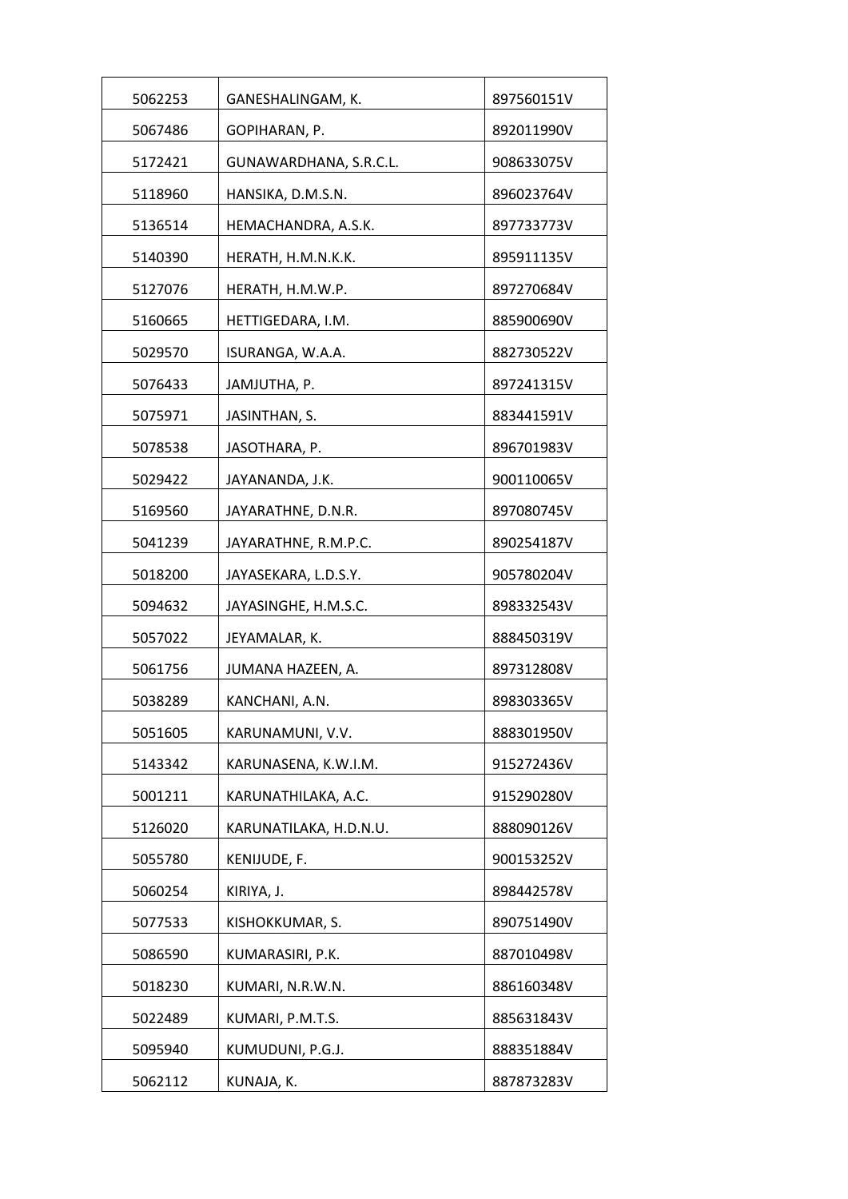| | | |
|---|---|---|
| 5062253 | GANESHALINGAM, K. | 897560151V |
| 5067486 | GOPIHARAN, P. | 892011990V |
| 5172421 | GUNAWARDHANA, S.R.C.L. | 908633075V |
| 5118960 | HANSIKA, D.M.S.N. | 896023764V |
| 5136514 | HEMACHANDRA, A.S.K. | 897733773V |
| 5140390 | HERATH, H.M.N.K.K. | 895911135V |
| 5127076 | HERATH, H.M.W.P. | 897270684V |
| 5160665 | HETTIGEDARA, I.M. | 885900690V |
| 5029570 | ISURANGA, W.A.A. | 882730522V |
| 5076433 | JAMJUTHA, P. | 897241315V |
| 5075971 | JASINTHAN, S. | 883441591V |
| 5078538 | JASOTHARA, P. | 896701983V |
| 5029422 | JAYANANDA, J.K. | 900110065V |
| 5169560 | JAYARATHNE, D.N.R. | 897080745V |
| 5041239 | JAYARATHNE, R.M.P.C. | 890254187V |
| 5018200 | JAYASEKARA, L.D.S.Y. | 905780204V |
| 5094632 | JAYASINGHE, H.M.S.C. | 898332543V |
| 5057022 | JEYAMALAR, K. | 888450319V |
| 5061756 | JUMANA HAZEEN, A. | 897312808V |
| 5038289 | KANCHANI, A.N. | 898303365V |
| 5051605 | KARUNAMUNI, V.V. | 888301950V |
| 5143342 | KARUNASENA, K.W.I.M. | 915272436V |
| 5001211 | KARUNATHILAKA, A.C. | 915290280V |
| 5126020 | KARUNATILAKA, H.D.N.U. | 888090126V |
| 5055780 | KENIJUDE, F. | 900153252V |
| 5060254 | KIRIYA, J. | 898442578V |
| 5077533 | KISHOKKUMAR, S. | 890751490V |
| 5086590 | KUMARASIRI, P.K. | 887010498V |
| 5018230 | KUMARI, N.R.W.N. | 886160348V |
| 5022489 | KUMARI, P.M.T.S. | 885631843V |
| 5095940 | KUMUDUNI, P.G.J. | 888351884V |
| 5062112 | KUNAJA, K. | 887873283V |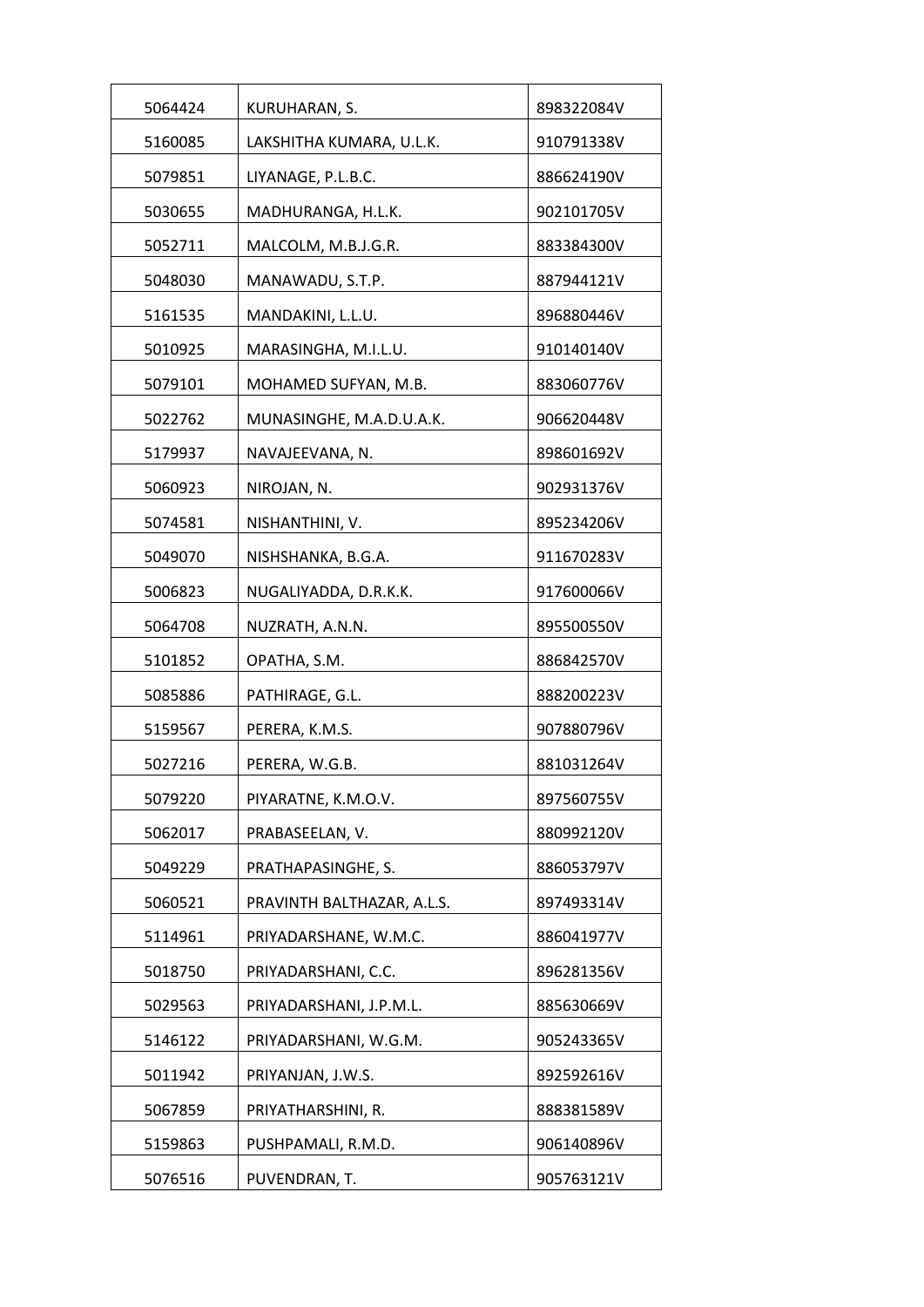| | | |
|---|---|---|
| 5064424 | KURUHARAN, S. | 898322084V |
| 5160085 | LAKSHITHA KUMARA, U.L.K. | 910791338V |
| 5079851 | LIYANAGE, P.L.B.C. | 886624190V |
| 5030655 | MADHURANGA, H.L.K. | 902101705V |
| 5052711 | MALCOLM, M.B.J.G.R. | 883384300V |
| 5048030 | MANAWADU, S.T.P. | 887944121V |
| 5161535 | MANDAKINI, L.L.U. | 896880446V |
| 5010925 | MARASINGHA, M.I.L.U. | 910140140V |
| 5079101 | MOHAMED SUFYAN, M.B. | 883060776V |
| 5022762 | MUNASINGHE, M.A.D.U.A.K. | 906620448V |
| 5179937 | NAVAJEEVANA, N. | 898601692V |
| 5060923 | NIROJAN, N. | 902931376V |
| 5074581 | NISHANTHINI, V. | 895234206V |
| 5049070 | NISHSHANKA, B.G.A. | 911670283V |
| 5006823 | NUGALIYADDA, D.R.K.K. | 917600066V |
| 5064708 | NUZRATH, A.N.N. | 895500550V |
| 5101852 | OPATHA, S.M. | 886842570V |
| 5085886 | PATHIRAGE, G.L. | 888200223V |
| 5159567 | PERERA, K.M.S. | 907880796V |
| 5027216 | PERERA, W.G.B. | 881031264V |
| 5079220 | PIYARATNE, K.M.O.V. | 897560755V |
| 5062017 | PRABASEELAN, V. | 880992120V |
| 5049229 | PRATHAPASINGHE, S. | 886053797V |
| 5060521 | PRAVINTH BALTHAZAR, A.L.S. | 897493314V |
| 5114961 | PRIYADARSHANE, W.M.C. | 886041977V |
| 5018750 | PRIYADARSHANI, C.C. | 896281356V |
| 5029563 | PRIYADARSHANI, J.P.M.L. | 885630669V |
| 5146122 | PRIYADARSHANI, W.G.M. | 905243365V |
| 5011942 | PRIYANJAN, J.W.S. | 892592616V |
| 5067859 | PRIYATHARSHINI, R. | 888381589V |
| 5159863 | PUSHPAMALI, R.M.D. | 906140896V |
| 5076516 | PUVENDRAN, T. | 905763121V |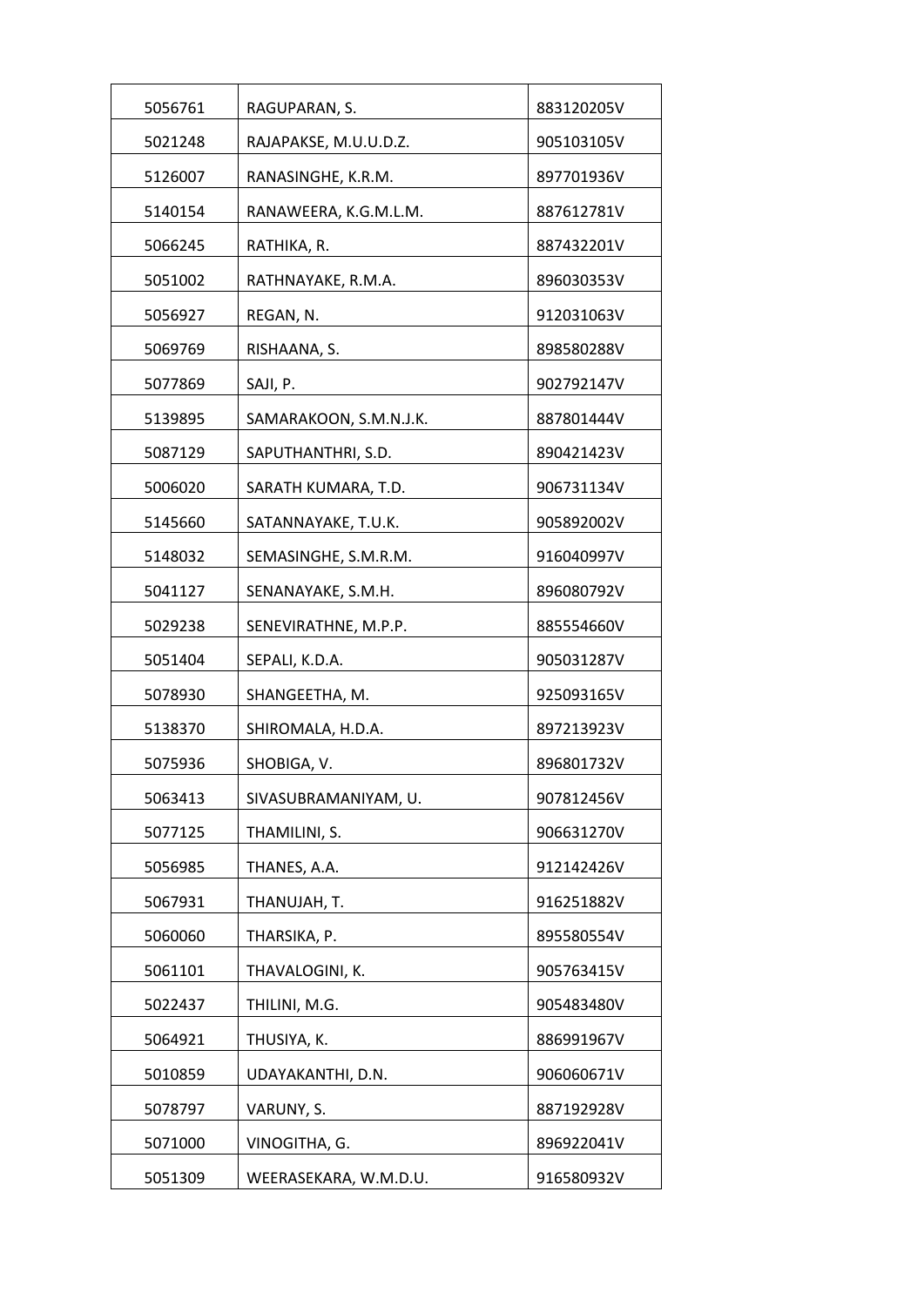| 5056761 | RAGUPARAN, S. | 883120205V |
|---|---|---|
| 5021248 | RAJAPAKSE, M.U.U.D.Z. | 905103105V |
| 5126007 | RANASINGHE, K.R.M. | 897701936V |
| 5140154 | RANAWEERA, K.G.M.L.M. | 887612781V |
| 5066245 | RATHIKA, R. | 887432201V |
| 5051002 | RATHNAYAKE, R.M.A. | 896030353V |
| 5056927 | REGAN, N. | 912031063V |
| 5069769 | RISHAANA, S. | 898580288V |
| 5077869 | SAJI, P. | 902792147V |
| 5139895 | SAMARAKOON, S.M.N.J.K. | 887801444V |
| 5087129 | SAPUTHANTHRI, S.D. | 890421423V |
| 5006020 | SARATH KUMARA, T.D. | 906731134V |
| 5145660 | SATANNAYAKE, T.U.K. | 905892002V |
| 5148032 | SEMASINGHE, S.M.R.M. | 916040997V |
| 5041127 | SENANAYAKE, S.M.H. | 896080792V |
| 5029238 | SENEVIRATHNE, M.P.P. | 885554660V |
| 5051404 | SEPALI, K.D.A. | 905031287V |
| 5078930 | SHANGEETHA, M. | 925093165V |
| 5138370 | SHIROMALA, H.D.A. | 897213923V |
| 5075936 | SHOBIGA, V. | 896801732V |
| 5063413 | SIVASUBRAMANIYAM, U. | 907812456V |
| 5077125 | THAMILINI, S. | 906631270V |
| 5056985 | THANES, A.A. | 912142426V |
| 5067931 | THANUJAH, T. | 916251882V |
| 5060060 | THARSIKA, P. | 895580554V |
| 5061101 | THAVALOGINI, K. | 905763415V |
| 5022437 | THILINI, M.G. | 905483480V |
| 5064921 | THUSIYA, K. | 886991967V |
| 5010859 | UDAYAKANTHI, D.N. | 906060671V |
| 5078797 | VARUNY, S. | 887192928V |
| 5071000 | VINOGITHA, G. | 896922041V |
| 5051309 | WEERASEKARA, W.M.D.U. | 916580932V |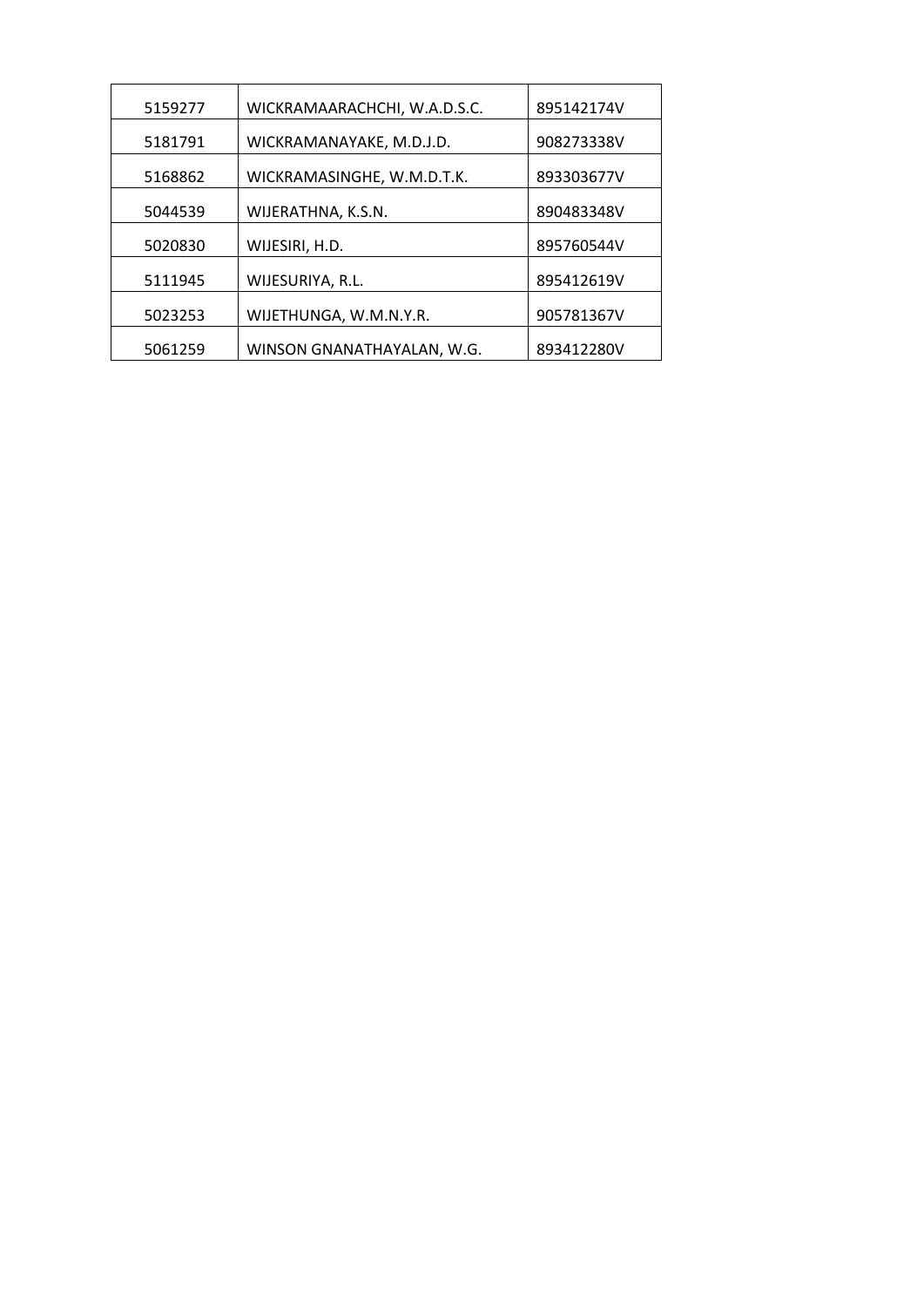| | | |
|---|---|---|
| 5159277 | WICKRAMAARACHCHI, W.A.D.S.C. | 895142174V |
| 5181791 | WICKRAMANAYAKE, M.D.J.D. | 908273338V |
| 5168862 | WICKRAMASINGHE, W.M.D.T.K. | 893303677V |
| 5044539 | WIJERATHNA, K.S.N. | 890483348V |
| 5020830 | WIJESIRI, H.D. | 895760544V |
| 5111945 | WIJESURIYA, R.L. | 895412619V |
| 5023253 | WIJETHUNGA, W.M.N.Y.R. | 905781367V |
| 5061259 | WINSON GNANATHAYALAN, W.G. | 893412280V |